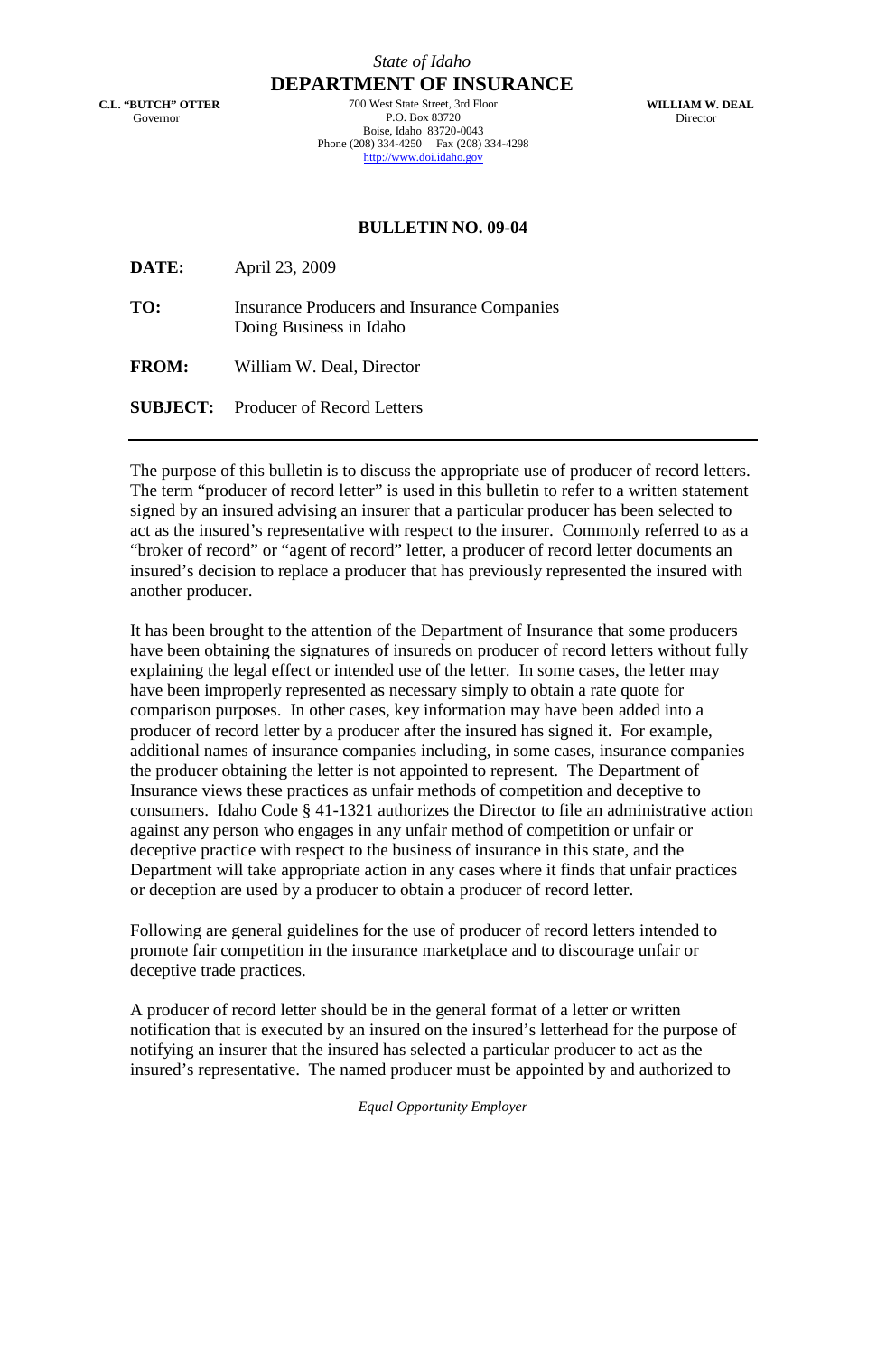*State of Idaho*

# DEPARTMENT OF INSURANCE

**C.L. "BUTCH" OTTER**
Governor

700 West State Street, 3rd Floor
P.O. Box 83720
Boise, Idaho 83720-0043
Phone (208) 334-4250 Fax (208) 334-4298
http://www.doi.idaho.gov

**WILLIAM W. DEAL**
Director

## BULLETIN NO. 09-04

**DATE:** April 23, 2009

**TO:** Insurance Producers and Insurance Companies Doing Business in Idaho

**FROM:** William W. Deal, Director

**SUBJECT:** Producer of Record Letters

---

The purpose of this bulletin is to discuss the appropriate use of producer of record letters. The term "producer of record letter" is used in this bulletin to refer to a written statement signed by an insured advising an insurer that a particular producer has been selected to act as the insured's representative with respect to the insurer. Commonly referred to as a "broker of record" or "agent of record" letter, a producer of record letter documents an insured's decision to replace a producer that has previously represented the insured with another producer.

It has been brought to the attention of the Department of Insurance that some producers have been obtaining the signatures of insureds on producer of record letters without fully explaining the legal effect or intended use of the letter. In some cases, the letter may have been improperly represented as necessary simply to obtain a rate quote for comparison purposes. In other cases, key information may have been added into a producer of record letter by a producer after the insured has signed it. For example, additional names of insurance companies including, in some cases, insurance companies the producer obtaining the letter is not appointed to represent. The Department of Insurance views these practices as unfair methods of competition and deceptive to consumers. Idaho Code § 41-1321 authorizes the Director to file an administrative action against any person who engages in any unfair method of competition or unfair or deceptive practice with respect to the business of insurance in this state, and the Department will take appropriate action in any cases where it finds that unfair practices or deception are used by a producer to obtain a producer of record letter.

Following are general guidelines for the use of producer of record letters intended to promote fair competition in the insurance marketplace and to discourage unfair or deceptive trade practices.

A producer of record letter should be in the general format of a letter or written notification that is executed by an insured on the insured's letterhead for the purpose of notifying an insurer that the insured has selected a particular producer to act as the insured's representative. The named producer must be appointed by and authorized to

*Equal Opportunity Employer*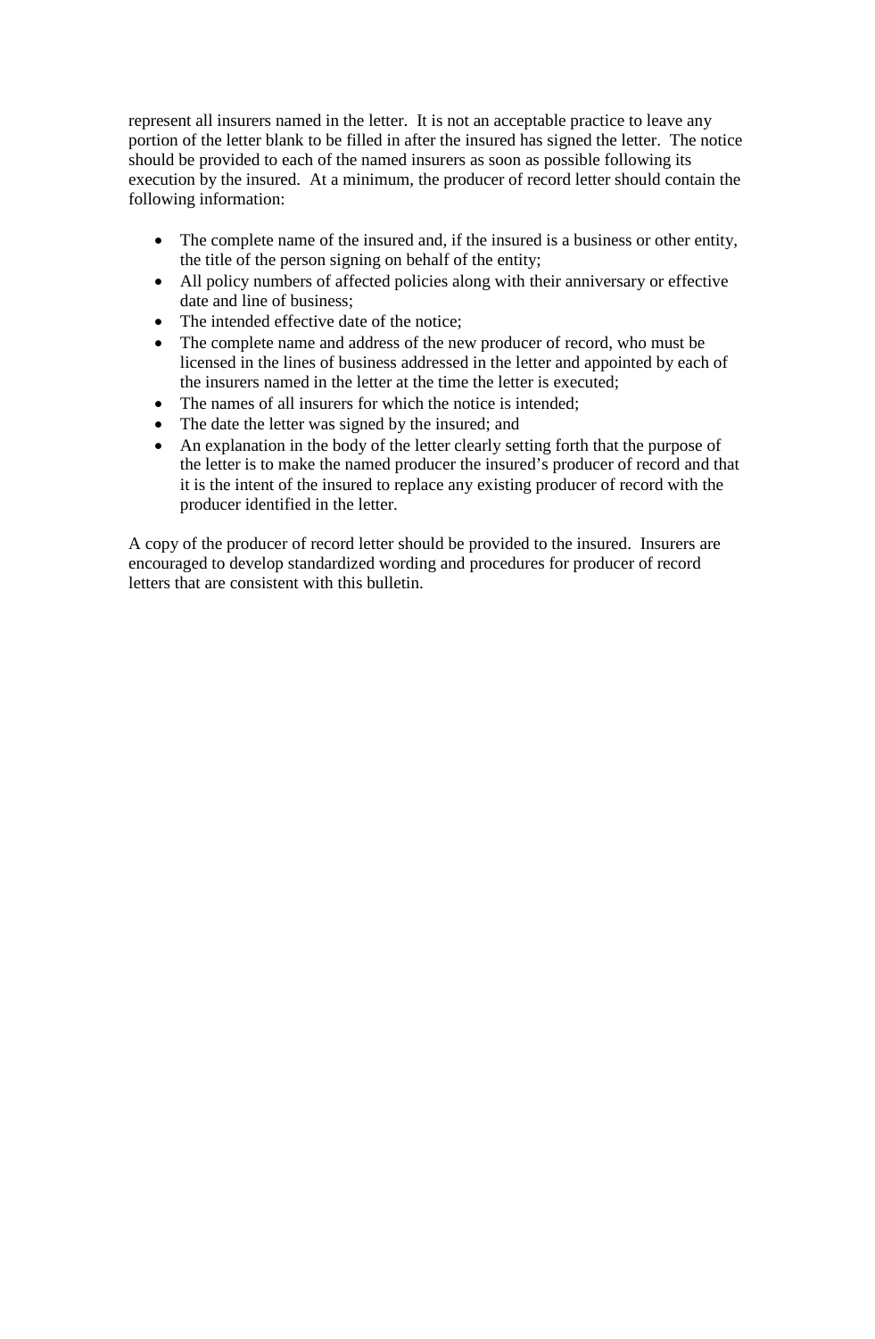represent all insurers named in the letter. It is not an acceptable practice to leave any portion of the letter blank to be filled in after the insured has signed the letter. The notice should be provided to each of the named insurers as soon as possible following its execution by the insured. At a minimum, the producer of record letter should contain the following information:

- The complete name of the insured and, if the insured is a business or other entity, the title of the person signing on behalf of the entity;
- All policy numbers of affected policies along with their anniversary or effective date and line of business;
- The intended effective date of the notice;
- The complete name and address of the new producer of record, who must be licensed in the lines of business addressed in the letter and appointed by each of the insurers named in the letter at the time the letter is executed;
- The names of all insurers for which the notice is intended;
- The date the letter was signed by the insured; and
- An explanation in the body of the letter clearly setting forth that the purpose of the letter is to make the named producer the insured's producer of record and that it is the intent of the insured to replace any existing producer of record with the producer identified in the letter.

A copy of the producer of record letter should be provided to the insured. Insurers are encouraged to develop standardized wording and procedures for producer of record letters that are consistent with this bulletin.